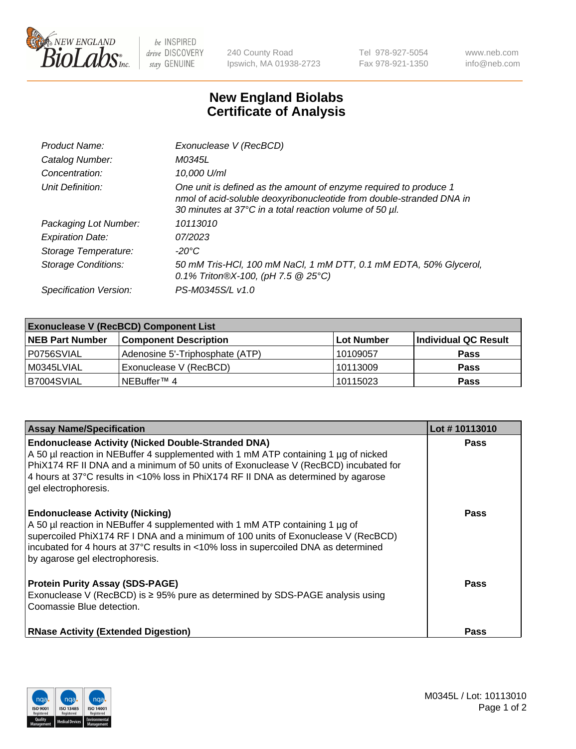NEW ENGLAND BioLabs Inc. — be INSPIRED drive DISCOVERY stay GENUINE

240 County Road
Ipswich, MA 01938-2723

Tel 978-927-5054
Fax 978-921-1350

www.neb.com
info@neb.com

# New England Biolabs
# Certificate of Analysis

| | |
|---|---|
| *Product Name:* | *Exonuclease V (RecBCD)* |
| *Catalog Number:* | *M0345L* |
| *Concentration:* | *10,000 U/ml* |
| *Unit Definition:* | *One unit is defined as the amount of enzyme required to produce 1 nmol of acid-soluble deoxyribonucleotide from double-stranded DNA in 30 minutes at 37°C in a total reaction volume of 50 µl.* |
| *Packaging Lot Number:* | *10113010* |
| *Expiration Date:* | *07/2023* |
| *Storage Temperature:* | *-20°C* |
| *Storage Conditions:* | *50 mM Tris-HCl, 100 mM NaCl, 1 mM DTT, 0.1 mM EDTA, 50% Glycerol, 0.1% Triton®X-100, (pH 7.5 @ 25°C)* |
| *Specification Version:* | *PS-M0345S/L v1.0* |

| **Exonuclease V (RecBCD) Component List** | | | |
|---|---|---|---|
| **NEB Part Number** | **Component Description** | **Lot Number** | **Individual QC Result** |
| P0756SVIAL | Adenosine 5'-Triphosphate (ATP) | 10109057 | **Pass** |
| M0345LVIAL | Exonuclease V (RecBCD) | 10113009 | **Pass** |
| B7004SVIAL | NEBuffer™ 4 | 10115023 | **Pass** |

| **Assay Name/Specification** | **Lot # 10113010** |
|---|---|
| **Endonuclease Activity (Nicked Double-Stranded DNA)** A 50 µl reaction in NEBuffer 4 supplemented with 1 mM ATP containing 1 µg of nicked PhiX174 RF II DNA and a minimum of 50 units of Exonuclease V (RecBCD) incubated for 4 hours at 37°C results in <10% loss in PhiX174 RF II DNA as determined by agarose gel electrophoresis. | **Pass** |
| **Endonuclease Activity (Nicking)** A 50 µl reaction in NEBuffer 4 supplemented with 1 mM ATP containing 1 µg of supercoiled PhiX174 RF I DNA and a minimum of 100 units of Exonuclease V (RecBCD) incubated for 4 hours at 37°C results in <10% loss in supercoiled DNA as determined by agarose gel electrophoresis. | **Pass** |
| **Protein Purity Assay (SDS-PAGE)** Exonuclease V (RecBCD) is ≥ 95% pure as determined by SDS-PAGE analysis using Coomassie Blue detection. | **Pass** |
| **RNase Activity (Extended Digestion)** | **Pass** |

M0345L / Lot: 10113010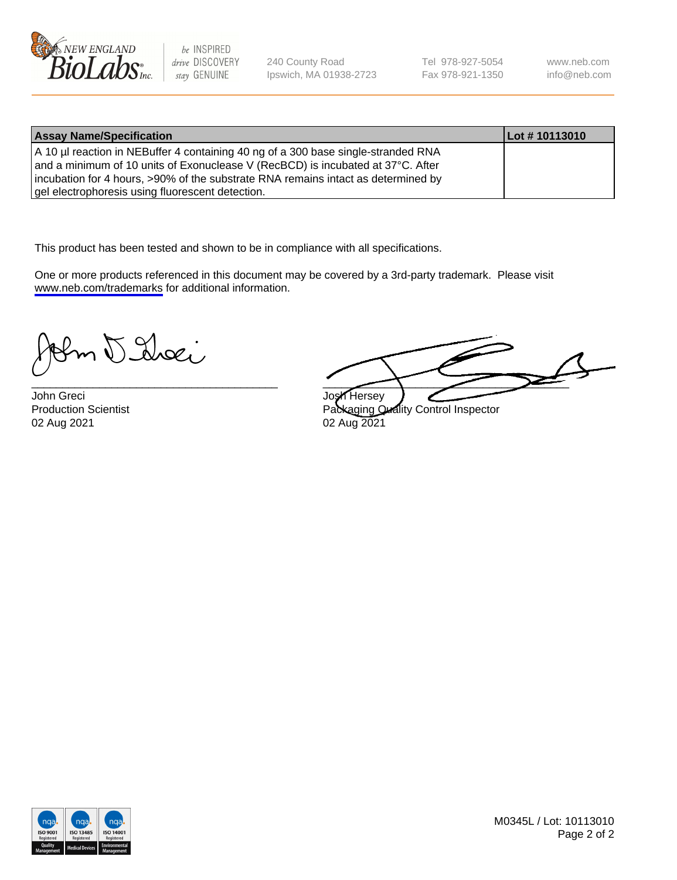| Assay Name/Specification | Lot # 10113010 |
|---|---|
| A 10 µl reaction in NEBuffer 4 containing 40 ng of a 300 base single-stranded RNA and a minimum of 10 units of Exonuclease V (RecBCD) is incubated at 37°C. After incubation for 4 hours, >90% of the substrate RNA remains intact as determined by gel electrophoresis using fluorescent detection. | |

This product has been tested and shown to be in compliance with all specifications.

One or more products referenced in this document may be covered by a 3rd-party trademark. Please visit www.neb.com/trademarks for additional information.

John Greci
Production Scientist
02 Aug 2021

Josh Hersey
Packaging Quality Control Inspector
02 Aug 2021

M0345L / Lot: 10113010